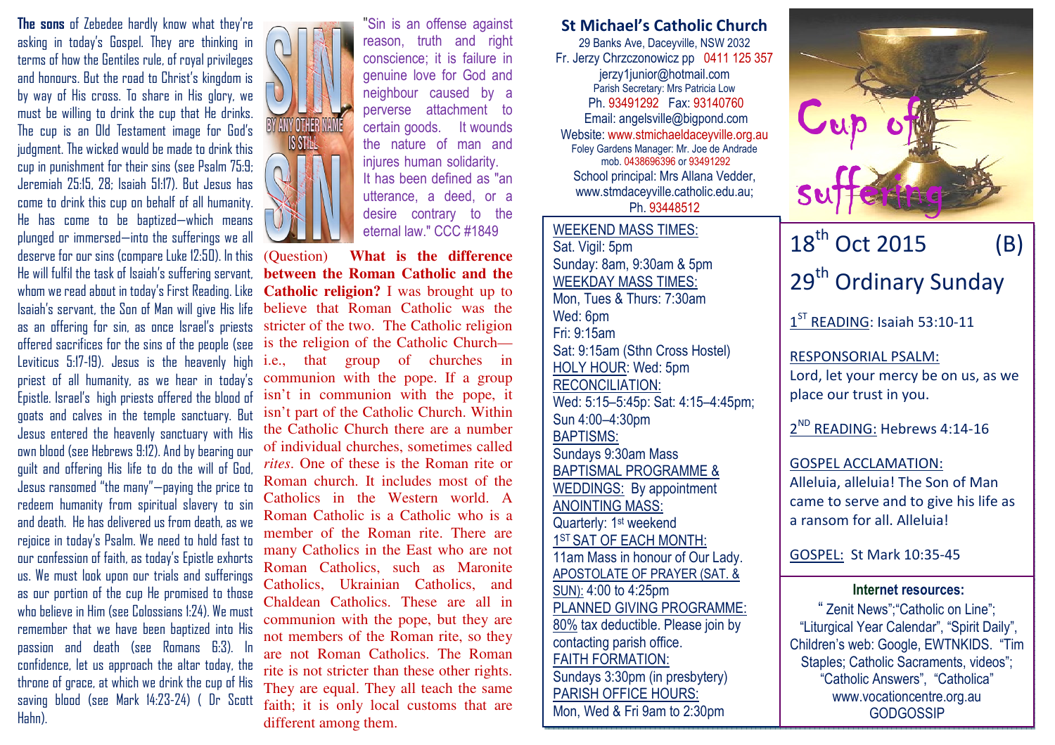**The sons** of Zebedee hardly know what they're asking in today's Gospel. They are thinking in terms of how the Gentiles rule, of royal privileges and honours. But the road to Christ's kingdom is by way of His cross. To share in His glory, we must be willing to drink the cup that He drinks. The cup is an Old Testament image for God's judgment. The wicked would be made to drink this cup in punishment for their sins (see Psalm 75:9; Jeremiah 25:15, 28; Isaiah 51:17). But Jesus has come to drink this cup on behalf of all humanity. He has come to be baptized—which means plunged or immersed—into the sufferings we all deserve for our sins (compare Luke 12:50). In this He will fulfil the task of Isaiah's suffering servant, whom we read about in today's First Reading. Like Isaiah's servant, the Son of Man will give His life as an offering for sin, as once Israel's priests offered sacrifices for the sins of the people (see Leviticus 5:17-19). Jesus is the heavenly high priest of all humanity, as we hear in today's Epistle. Israel's high priests offered the blood of goats and calves in the temple sanctuary. But Jesus entered the heavenly sanctuary with His own blood (see Hebrews 9:12). And by bearing our guilt and offering His life to do the will of God, Jesus ransomed "the many"—paying the price to redeem humanity from spiritual slavery to sin and death. He has delivered us from death, as we rejoice in today's Psalm. We need to hold fast to our confession of faith, as today's Epistle exhorts us. We must look upon our trials and sufferings as our portion of the cup He promised to those who believe in Him (see Colossians 1:24). We must remember that we have been baptized into His passion and death (see Romans 6:3). In confidence, let us approach the altar today, the throne of grace, at which we drink the cup of His saving blood (see Mark 14:23-24) ( Dr Scott Hahn).

SIN BY ANY OTHER NAME IS STILL SIN

"Sin is an offense against reason, truth and right conscience; it is failure in genuine love for God and neighbour caused by a perverse attachment to certain goods. It wounds the nature of man and injures human solidarity. It has been defined as "an utterance, a deed, or a desire contrary to the eternal law." CCC #1849

(Question) **What is the difference between the Roman Catholic and the Catholic religion?** I was brought up to believe that Roman Catholic was the stricter of the two. The Catholic religion is the religion of the Catholic Church—i.e., that group of churches in communion with the pope. If a group isn't in communion with the pope, it isn't part of the Catholic Church. Within the Catholic Church there are a number of individual churches, sometimes called *rites*. One of these is the Roman rite or Roman church. It includes most of the Catholics in the Western world. A Roman Catholic is a Catholic who is a member of the Roman rite. There are many Catholics in the East who are not Roman Catholics, such as Maronite Catholics, Ukrainian Catholics, and Chaldean Catholics. These are all in communion with the pope, but they are not members of the Roman rite, so they are not Roman Catholics. The Roman rite is not stricter than these other rights. They are equal. They all teach the same faith; it is only local customs that are different among them.

## St Michael's Catholic Church

29 Banks Ave, Daceyville, NSW 2032
Fr. Jerzy Chrzczonowicz pp 0411 125 357
jerzy1junior@hotmail.com
Parish Secretary: Mrs Patricia Low
Ph. 93491292 Fax: 93140760
Email: angelsville@bigpond.com
Website: www.stmichaeldaceyville.org.au
Foley Gardens Manager: Mr. Joe de Andrade
mob. 0438696396 or 93491292
School principal: Mrs Allana Vedder, www.stmdaceyville.catholic.edu.au; Ph. 93448512

WEEKEND MASS TIMES:
Sat. Vigil: 5pm
Sunday: 8am, 9:30am & 5pm
WEEKDAY MASS TIMES:
Mon, Tues & Thurs: 7:30am
Wed: 6pm
Fri: 9:15am
Sat: 9:15am (Sthn Cross Hostel)
HOLY HOUR: Wed: 5pm
RECONCILIATION:
Wed: 5:15–5:45p: Sat: 4:15–4:45pm; Sun 4:00–4:30pm
BAPTISMS:
Sundays 9:30am Mass
BAPTISMAL PROGRAMME & WEDDINGS: By appointment
ANOINTING MASS:
Quarterly: 1st weekend
1ST SAT OF EACH MONTH:
11am Mass in honour of Our Lady.
APOSTOLATE OF PRAYER (SAT. & SUN): 4:00 to 4:25pm
PLANNED GIVING PROGRAMME:
80% tax deductible. Please join by contacting parish office.
FAITH FORMATION:
Sundays 3:30pm (in presbytery)
PARISH OFFICE HOURS:
Mon, Wed & Fri 9am to 2:30pm

Cup of suffering

# 18th Oct 2015 (B)

# 29th Ordinary Sunday

1ST READING: Isaiah 53:10-11

RESPONSORIAL PSALM:
Lord, let your mercy be on us, as we place our trust in you.

2ND READING: Hebrews 4:14-16

GOSPEL ACCLAMATION:
Alleluia, alleluia! The Son of Man came to serve and to give his life as a ransom for all. Alleluia!

GOSPEL: St Mark 10:35-45

**Internet resources:**
" Zenit News";"Catholic on Line"; "Liturgical Year Calendar", "Spirit Daily", Children's web: Google, EWTNKIDS. "Tim Staples; Catholic Sacraments, videos"; "Catholic Answers", "Catholica" www.vocationcentre.org.au GODGOSSIP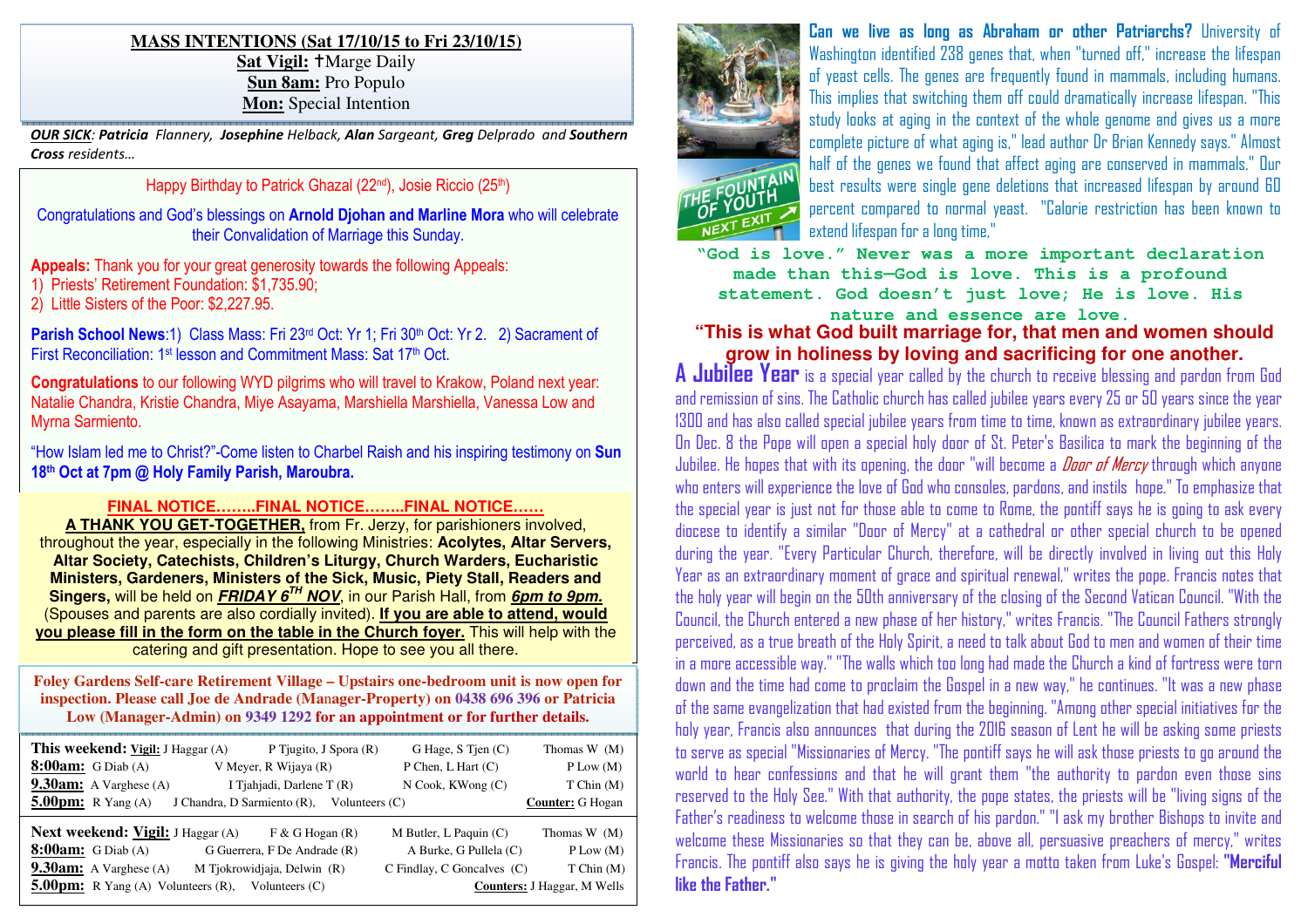## MASS INTENTIONS (Sat 17/10/15 to Fri 23/10/15)

**Sat Vigil:** ✝Marge Daily
**Sun 8am:** Pro Populo
**Mon:** Special Intention

***OUR SICK**: **Patricia** Flannery, **Josephine** Helback, **Alan** Sargeant, **Greg** Delprado and **Southern Cross** residents…*

Happy Birthday to Patrick Ghazal (22nd), Josie Riccio (25th)

Congratulations and God's blessings on **Arnold Djohan and Marline Mora** who will celebrate their Convalidation of Marriage this Sunday.

**Appeals:** Thank you for your great generosity towards the following Appeals:
1) Priests' Retirement Foundation: $1,735.90;
2) Little Sisters of the Poor: $2,227.95.

**Parish School News**:1) Class Mass: Fri 23rd Oct: Yr 1; Fri 30th Oct: Yr 2. 2) Sacrament of First Reconciliation: 1st lesson and Commitment Mass: Sat 17th Oct.

**Congratulations** to our following WYD pilgrims who will travel to Krakow, Poland next year: Natalie Chandra, Kristie Chandra, Miye Asayama, Marshiella Marshiella, Vanessa Low and Myrna Sarmiento.

"How Islam led me to Christ?"-Come listen to Charbel Raish and his inspiring testimony on **Sun 18th Oct at 7pm @ Holy Family Parish, Maroubra.**

**FINAL NOTICE……..FINAL NOTICE……..FINAL NOTICE……**

**A THANK YOU GET-TOGETHER,** from Fr. Jerzy, for parishioners involved, throughout the year, especially in the following Ministries: **Acolytes, Altar Servers, Altar Society, Catechists, Children's Liturgy, Church Wardens, Eucharistic Ministers, Gardeners, Ministers of the Sick, Music, Piety Stall, Readers and Singers,** will be held on ***FRIDAY 6TH NOV***, in our Parish Hall, from ***6pm to 9pm.*** (Spouses and parents are also cordially invited). **If you are able to attend, would you please fill in the form on the table in the Church foyer.** This will help with the catering and gift presentation. Hope to see you all there.

**Foley Gardens Self-care Retirement Village – Upstairs one-bedroom unit is now open for inspection. Please call Joe de Andrade (Manager-Property) on 0438 696 396 or Patricia Low (Manager-Admin) on 9349 1292 for an appointment or for further details.**

| | | | |
|---|---|---|---|
| **This weekend: Vigil:** J Haggar (A) | P Tjugito, J Spora (R) | G Hage, S Tjen (C) | Thomas W (M) |
| **8:00am:** G Diab (A) | V Meyer, R Wijaya (R) | P Chen, L Hart (C) | P Low (M) |
| **9.30am:** A Varghese (A) | I Tjahjadi, Darlene T (R) | N Cook, KWong (C) | T Chin (M) |
| **5.00pm:** R Yang (A) | J Chandra, D Sarmiento (R), | Volunteers (C) | **Counter:** G Hogan |

| | | | |
|---|---|---|---|
| **Next weekend: Vigil:** J Haggar (A) | F & G Hogan (R) | M Butler, L Paquin (C) | Thomas W (M) |
| **8:00am:** G Diab (A) | G Guerrera, F De Andrade (R) | A Burke, G Pullela (C) | P Low (M) |
| **9.30am:** A Varghese (A) | M Tjokrowidjaja, Delwin (R) | C Findlay, C Goncalves (C) | T Chin (M) |
| **5.00pm:** R Yang (A) | Volunteers (R), | Volunteers (C) | **Counters:** J Haggar, M Wells |

**Can we live as long as Abraham or other Patriarchs?** University of Washington identified 238 genes that, when "turned off," increase the lifespan of yeast cells. The genes are frequently found in mammals, including humans. This implies that switching them off could dramatically increase lifespan. "This study looks at aging in the context of the whole genome and gives us a more complete picture of what aging is," lead author Dr Brian Kennedy says." Almost half of the genes we found that affect aging are conserved in mammals." Our best results were single gene deletions that increased lifespan by around 60 percent compared to normal yeast. "Calorie restriction has been known to extend lifespan for a long time,"

**"God is love." Never was a more important declaration made than this—God is love. This is a profound statement. God doesn't just love; He is love. His nature and essence are love.**

**"This is what God built marriage for, that men and women should grow in holiness by loving and sacrificing for one another.**

**A Jubilee Year** is a special year called by the church to receive blessing and pardon from God and remission of sins. The Catholic church has called jubilee years every 25 or 50 years since the year 1300 and has also called special jubilee years from time to time, known as extraordinary jubilee years. On Dec. 8 the Pope will open a special holy door of St. Peter's Basilica to mark the beginning of the Jubilee. He hopes that with its opening, the door "will become a *Door of Mercy* through which anyone who enters will experience the love of God who consoles, pardons, and instils hope." To emphasize that the special year is just not for those able to come to Rome, the pontiff says he is going to ask every diocese to identify a similar "Door of Mercy" at a cathedral or other special church to be opened during the year. "Every Particular Church, therefore, will be directly involved in living out this Holy Year as an extraordinary moment of grace and spiritual renewal," writes the pope. Francis notes that the holy year will begin on the 50th anniversary of the closing of the Second Vatican Council. "With the Council, the Church entered a new phase of her history," writes Francis. "The Council Fathers strongly perceived, as a true breath of the Holy Spirit, a need to talk about God to men and women of their time in a more accessible way." "The walls which too long had made the Church a kind of fortress were torn down and the time had come to proclaim the Gospel in a new way," he continues. "It was a new phase of the same evangelization that had existed from the beginning. "Among other special initiatives for the holy year, Francis also announces that during the 2016 season of Lent he will be asking some priests to serve as special "Missionaries of Mercy. "The pontiff says he will ask those priests to go around the world to hear confessions and that he will grant them "the authority to pardon even those sins reserved to the Holy See." With that authority, the pope states, the priests will be "living signs of the Father's readiness to welcome those in search of his pardon." "I ask my brother Bishops to invite and welcome these Missionaries so that they can be, above all, persuasive preachers of mercy," writes Francis. The pontiff also says he is giving the holy year a motto taken from Luke's Gospel: **"Merciful like the Father."**